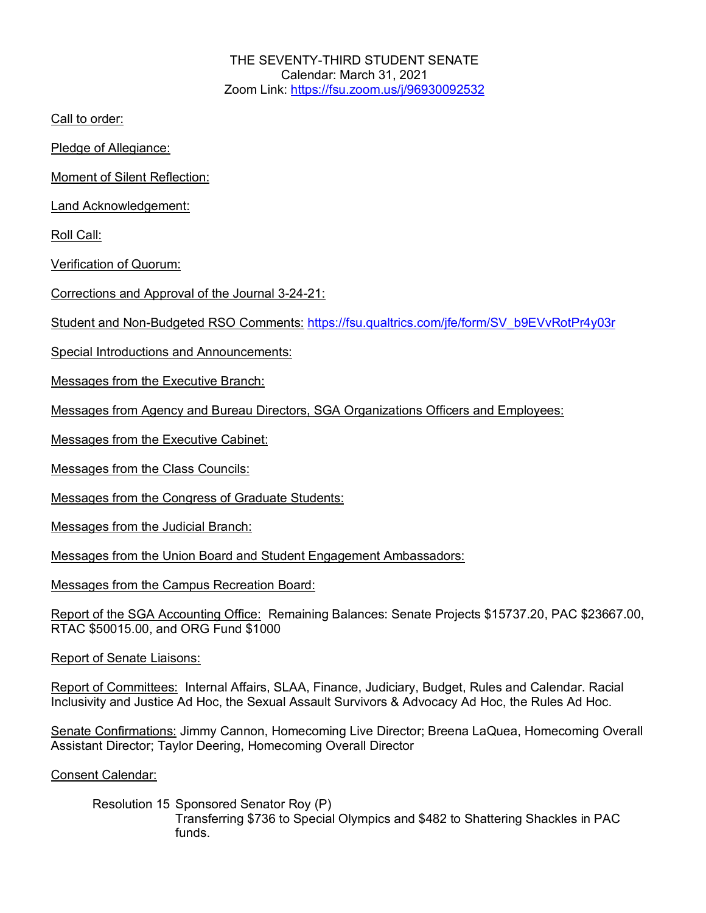THE SEVENTY-THIRD STUDENT SENATE
Calendar: March 31, 2021
Zoom Link: https://fsu.zoom.us/j/96930092532

<u>Call to order:</u>

<u>Pledge of Allegiance:</u>

<u>Moment of Silent Reflection:</u>

<u>Land Acknowledgement:</u>

<u>Roll Call:</u>

<u>Verification of Quorum:</u>

<u>Corrections and Approval of the Journal 3-24-21:</u>

<u>Student and Non-Budgeted RSO Comments:</u> https://fsu.qualtrics.com/jfe/form/SV_b9EVvRotPr4y03r

<u>Special Introductions and Announcements:</u>

<u>Messages from the Executive Branch:</u>

<u>Messages from Agency and Bureau Directors, SGA Organizations Officers and Employees:</u>

<u>Messages from the Executive Cabinet:</u>

<u>Messages from the Class Councils:</u>

<u>Messages from the Congress of Graduate Students:</u>

<u>Messages from the Judicial Branch:</u>

<u>Messages from the Union Board and Student Engagement Ambassadors:</u>

<u>Messages from the Campus Recreation Board:</u>

<u>Report of the SGA Accounting Office:</u> Remaining Balances: Senate Projects $15737.20, PAC $23667.00, RTAC $50015.00, and ORG Fund $1000

<u>Report of Senate Liaisons:</u>

<u>Report of Committees:</u> Internal Affairs, SLAA, Finance, Judiciary, Budget, Rules and Calendar. Racial Inclusivity and Justice Ad Hoc, the Sexual Assault Survivors & Advocacy Ad Hoc, the Rules Ad Hoc.

<u>Senate Confirmations:</u> Jimmy Cannon, Homecoming Live Director; Breena LaQuea, Homecoming Overall Assistant Director; Taylor Deering, Homecoming Overall Director

<u>Consent Calendar:</u>

Resolution 15 Sponsored Senator Roy (P)
Transferring $736 to Special Olympics and $482 to Shattering Shackles in PAC funds.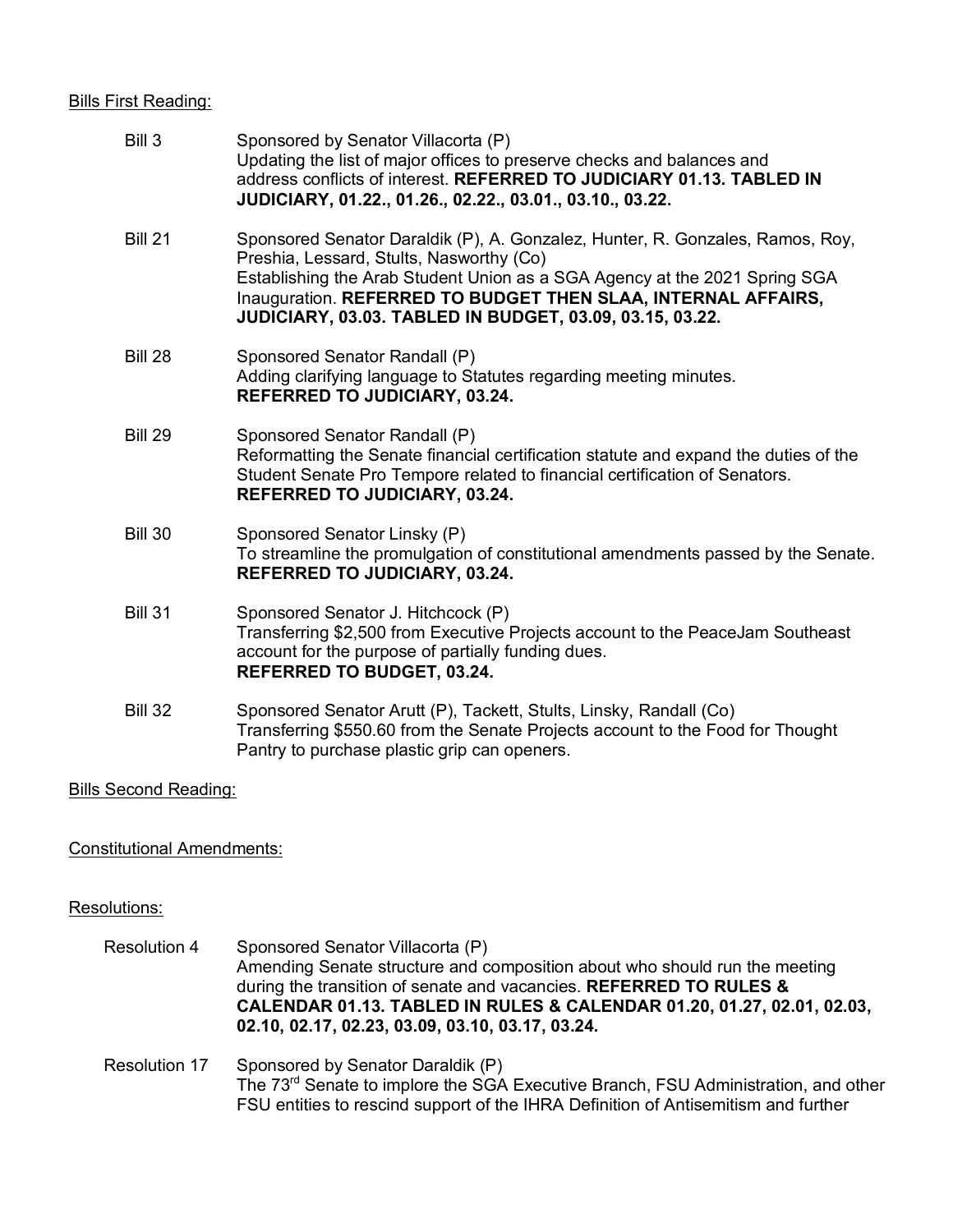Bills First Reading:

Bill 3
Sponsored by Senator Villacorta (P)
Updating the list of major offices to preserve checks and balances and address conflicts of interest. **REFERRED TO JUDICIARY 01.13. TABLED IN JUDICIARY, 01.22., 01.26., 02.22., 03.01., 03.10., 03.22.**

Bill 21
Sponsored Senator Daraldik (P), A. Gonzalez, Hunter, R. Gonzales, Ramos, Roy, Preshia, Lessard, Stults, Nasworthy (Co)
Establishing the Arab Student Union as a SGA Agency at the 2021 Spring SGA Inauguration. **REFERRED TO BUDGET THEN SLAA, INTERNAL AFFAIRS, JUDICIARY, 03.03. TABLED IN BUDGET, 03.09, 03.15, 03.22.**

Bill 28
Sponsored Senator Randall (P)
Adding clarifying language to Statutes regarding meeting minutes.
**REFERRED TO JUDICIARY, 03.24.**

Bill 29
Sponsored Senator Randall (P)
Reformatting the Senate financial certification statute and expand the duties of the Student Senate Pro Tempore related to financial certification of Senators.
**REFERRED TO JUDICIARY, 03.24.**

Bill 30
Sponsored Senator Linsky (P)
To streamline the promulgation of constitutional amendments passed by the Senate.
**REFERRED TO JUDICIARY, 03.24.**

Bill 31
Sponsored Senator J. Hitchcock (P)
Transferring $2,500 from Executive Projects account to the PeaceJam Southeast account for the purpose of partially funding dues.
**REFERRED TO BUDGET, 03.24.**

Bill 32
Sponsored Senator Arutt (P), Tackett, Stults, Linsky, Randall (Co)
Transferring $550.60 from the Senate Projects account to the Food for Thought Pantry to purchase plastic grip can openers.

Bills Second Reading:

Constitutional Amendments:

Resolutions:

Resolution 4
Sponsored Senator Villacorta (P)
Amending Senate structure and composition about who should run the meeting during the transition of senate and vacancies. **REFERRED TO RULES & CALENDAR 01.13. TABLED IN RULES & CALENDAR 01.20, 01.27, 02.01, 02.03, 02.10, 02.17, 02.23, 03.09, 03.10, 03.17, 03.24.**

Resolution 17
Sponsored by Senator Daraldik (P)
The 73rd Senate to implore the SGA Executive Branch, FSU Administration, and other FSU entities to rescind support of the IHRA Definition of Antisemitism and further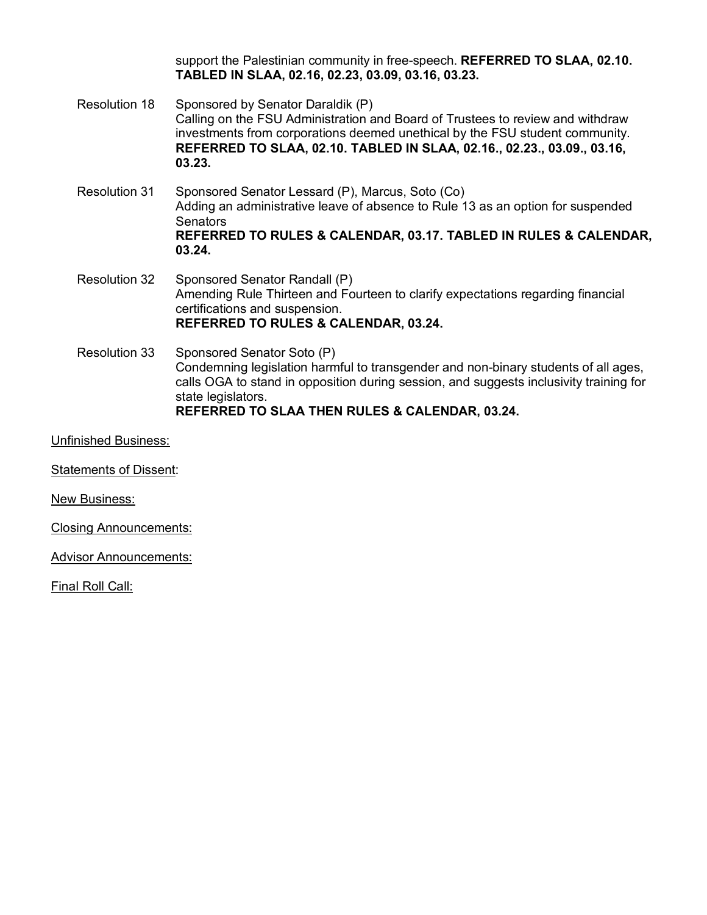support the Palestinian community in free-speech. **REFERRED TO SLAA, 02.10. TABLED IN SLAA, 02.16, 02.23, 03.09, 03.16, 03.23.**

Resolution 18 Sponsored by Senator Daraldik (P)
Calling on the FSU Administration and Board of Trustees to review and withdraw investments from corporations deemed unethical by the FSU student community. **REFERRED TO SLAA, 02.10. TABLED IN SLAA, 02.16., 02.23., 03.09., 03.16, 03.23.**

Resolution 31 Sponsored Senator Lessard (P), Marcus, Soto (Co)
Adding an administrative leave of absence to Rule 13 as an option for suspended Senators
**REFERRED TO RULES & CALENDAR, 03.17. TABLED IN RULES & CALENDAR, 03.24.**

Resolution 32 Sponsored Senator Randall (P)
Amending Rule Thirteen and Fourteen to clarify expectations regarding financial certifications and suspension.
**REFERRED TO RULES & CALENDAR, 03.24.**

Resolution 33 Sponsored Senator Soto (P)
Condemning legislation harmful to transgender and non-binary students of all ages, calls OGA to stand in opposition during session, and suggests inclusivity training for state legislators.
**REFERRED TO SLAA THEN RULES & CALENDAR, 03.24.**

Unfinished Business:

Statements of Dissent:

New Business:

Closing Announcements:

Advisor Announcements:

Final Roll Call: